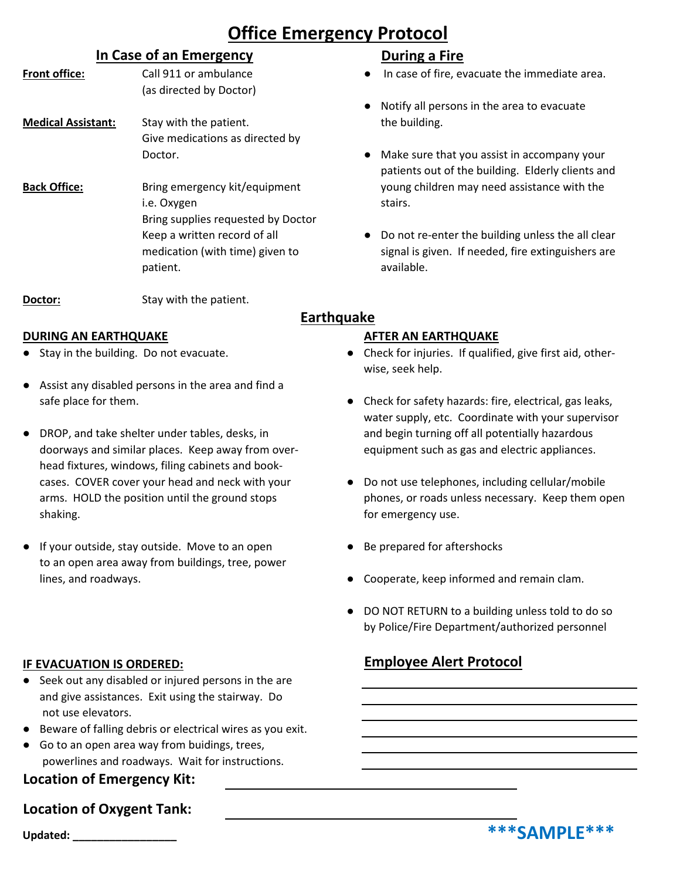# Office Emergency Protocol

## In Case of an Emergency

**Front office:** Call 911 or ambulance (as directed by Doctor)

**Medical Assistant:** Stay with the patient. Give medications as directed by Doctor.

**Back Office:** Bring emergency kit/equipment i.e. Oxygen
Bring supplies requested by Doctor
Keep a written record of all medication (with time) given to patient.

**Doctor:** Stay with the patient.

## During a Fire

- In case of fire, evacuate the immediate area.
- Notify all persons in the area to evacuate the building.
- Make sure that you assist in accompany your patients out of the building. Elderly clients and young children may need assistance with the stairs.
- Do not re-enter the building unless the all clear signal is given. If needed, fire extinguishers are available.

## Earthquake

### DURING AN EARTHQUAKE

- Stay in the building. Do not evacuate.
- Assist any disabled persons in the area and find a safe place for them.
- DROP, and take shelter under tables, desks, in doorways and similar places. Keep away from over-head fixtures, windows, filing cabinets and book-cases. COVER cover your head and neck with your arms. HOLD the position until the ground stops shaking.
- If your outside, stay outside. Move to an open to an open area away from buildings, tree, power lines, and roadways.

### AFTER AN EARTHQUAKE

- Check for injuries. If qualified, give first aid, other-wise, seek help.
- Check for safety hazards: fire, electrical, gas leaks, water supply, etc. Coordinate with your supervisor and begin turning off all potentially hazardous equipment such as gas and electric appliances.
- Do not use telephones, including cellular/mobile phones, or roads unless necessary. Keep them open for emergency use.
- Be prepared for aftershocks
- Cooperate, keep informed and remain clam.
- DO NOT RETURN to a building unless told to do so by Police/Fire Department/authorized personnel

### IF EVACUATION IS ORDERED:

- Seek out any disabled or injured persons in the are and give assistances. Exit using the stairway. Do not use elevators.
- Beware of falling debris or electrical wires as you exit.
- Go to an open area way from buidings, trees, powerlines and roadways. Wait for instructions.

## Employee Alert Protocol

\_\_\_\_\_\_\_\_\_\_\_\_\_\_\_\_\_\_\_\_\_\_\_\_\_\_\_\_\_\_\_\_\_\_\_\_\_\_\_\_

\_\_\_\_\_\_\_\_\_\_\_\_\_\_\_\_\_\_\_\_\_\_\_\_\_\_\_\_\_\_\_\_\_\_\_\_\_\_\_\_

\_\_\_\_\_\_\_\_\_\_\_\_\_\_\_\_\_\_\_\_\_\_\_\_\_\_\_\_\_\_\_\_\_\_\_\_\_\_\_\_

\_\_\_\_\_\_\_\_\_\_\_\_\_\_\_\_\_\_\_\_\_\_\_\_\_\_\_\_\_\_\_\_\_\_\_\_\_\_\_\_

\_\_\_\_\_\_\_\_\_\_\_\_\_\_\_\_\_\_\_\_\_\_\_\_\_\_\_\_\_\_\_\_\_\_\_\_\_\_\_\_

\_\_\_\_\_\_\_\_\_\_\_\_\_\_\_\_\_\_\_\_\_\_\_\_\_\_\_\_\_\_\_\_\_\_\_\_\_\_\_\_

**Location of Emergency Kit:** \_\_\_\_\_\_\_\_\_\_\_\_\_\_\_\_\_\_\_\_\_\_\_\_\_\_\_\_\_\_\_\_\_\_\_\_\_\_\_\_

**Location of Oxygent Tank:** \_\_\_\_\_\_\_\_\_\_\_\_\_\_\_\_\_\_\_\_\_\_\_\_\_\_\_\_\_\_\_\_\_\_\_\_\_\_\_\_

**Updated:** \_\_\_\_\_\_\_\_\_\_\_\_\_\_\_\_\_

***SAMPLE***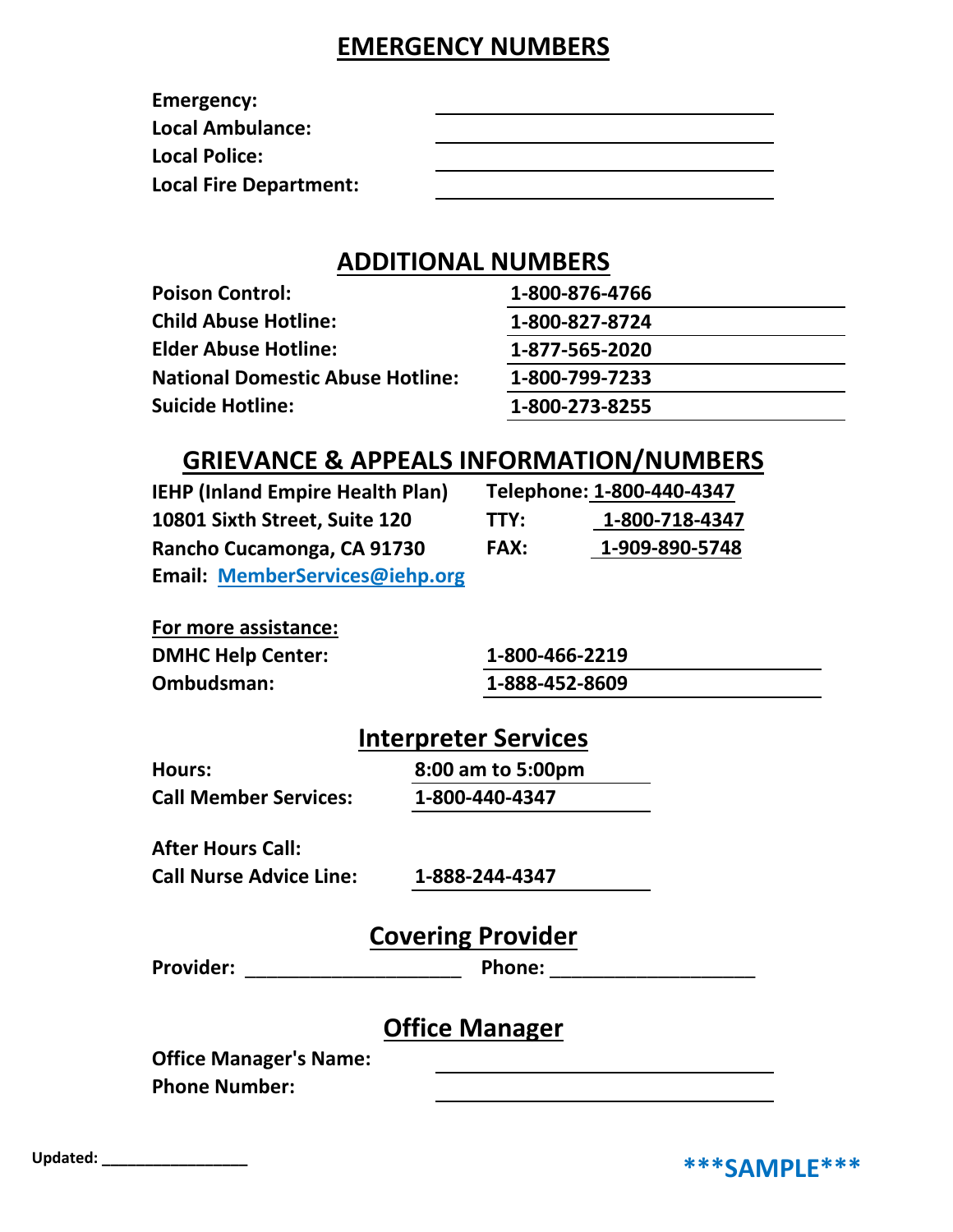## EMERGENCY NUMBERS

| | |
|---|---|
| **Emergency:** | ______________________ |
| **Local Ambulance:** | ______________________ |
| **Local Police:** | ______________________ |
| **Local Fire Department:** | ______________________ |

## ADDITIONAL NUMBERS

| | |
|---|---|
| **Poison Control:** | **1-800-876-4766** |
| **Child Abuse Hotline:** | **1-800-827-8724** |
| **Elder Abuse Hotline:** | **1-877-565-2020** |
| **National Domestic Abuse Hotline:** | **1-800-799-7233** |
| **Suicide Hotline:** | **1-800-273-8255** |

## GRIEVANCE & APPEALS INFORMATION/NUMBERS

| | | |
|---|---|---|
| **IEHP (Inland Empire Health Plan)** | **Telephone:** | **1-800-440-4347** |
| **10801 Sixth Street, Suite 120** | **TTY:** | **1-800-718-4347** |
| **Rancho Cucamonga, CA 91730** | **FAX:** | **1-909-890-5748** |

**Email: MemberServices@iehp.org**

**For more assistance:**

| | |
|---|---|
| **DMHC Help Center:** | **1-800-466-2219** |
| **Ombudsman:** | **1-888-452-8609** |

## Interpreter Services

| | |
|---|---|
| **Hours:** | **8:00 am to 5:00pm** |
| **Call Member Services:** | **1-800-440-4347** |

**After Hours Call:**

**Call Nurse Advice Line:** **1-888-244-4347**

## Covering Provider

**Provider:** ______________________ **Phone:** ____________________

## Office Manager

| | |
|---|---|
| **Office Manager's Name:** | ______________________ |
| **Phone Number:** | ______________________ |

**Updated:** _________________

*****SAMPLE*****